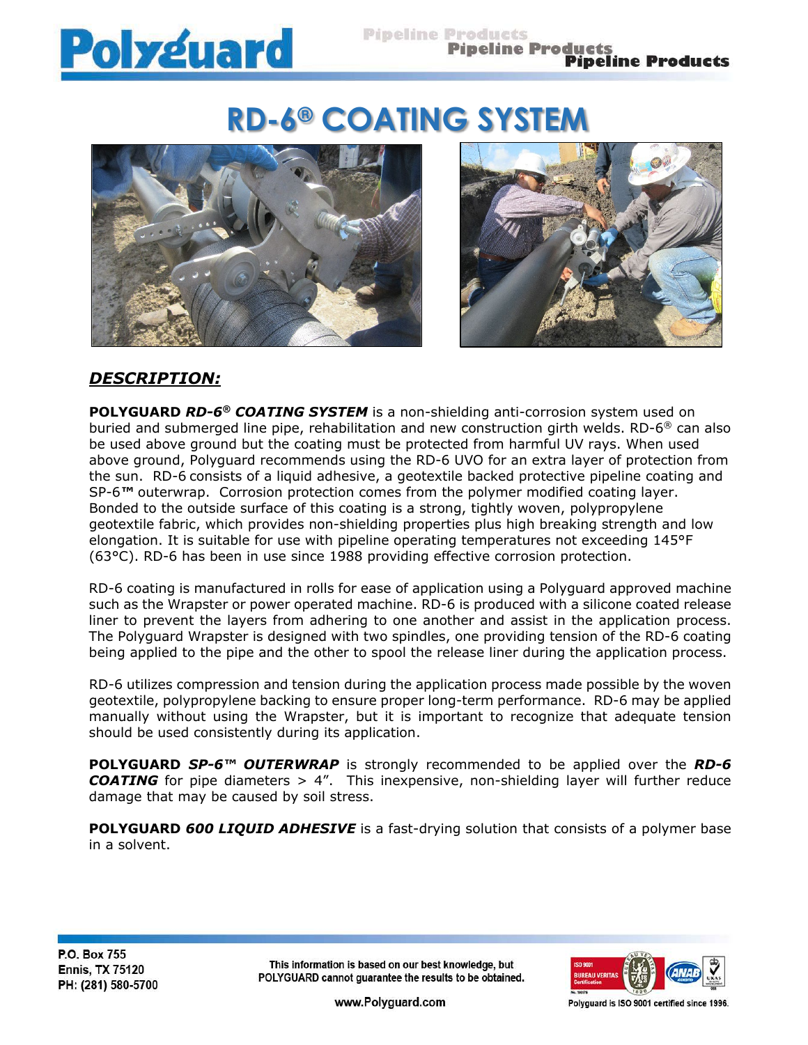# RD-6® COATING SYSTEM

## *DESCRIPTION:*

**POLYGUARD** ***RD-6® COATING SYSTEM*** is a non-shielding anti-corrosion system used on buried and submerged line pipe, rehabilitation and new construction girth welds. RD-6® can also be used above ground but the coating must be protected from harmful UV rays. When used above ground, Polyguard recommends using the RD-6 UVO for an extra layer of protection from the sun. RD-6 consists of a liquid adhesive, a geotextile backed protective pipeline coating and SP-6™ outerwrap. Corrosion protection comes from the polymer modified coating layer. Bonded to the outside surface of this coating is a strong, tightly woven, polypropylene geotextile fabric, which provides non-shielding properties plus high breaking strength and low elongation. It is suitable for use with pipeline operating temperatures not exceeding 145°F (63°C). RD-6 has been in use since 1988 providing effective corrosion protection.

RD-6 coating is manufactured in rolls for ease of application using a Polyguard approved machine such as the Wrapster or power operated machine. RD-6 is produced with a silicone coated release liner to prevent the layers from adhering to one another and assist in the application process. The Polyguard Wrapster is designed with two spindles, one providing tension of the RD-6 coating being applied to the pipe and the other to spool the release liner during the application process.

RD-6 utilizes compression and tension during the application process made possible by the woven geotextile, polypropylene backing to ensure proper long-term performance. RD-6 may be applied manually without using the Wrapster, but it is important to recognize that adequate tension should be used consistently during its application.

**POLYGUARD** ***SP-6™ OUTERWRAP*** is strongly recommended to be applied over the ***RD-6 COATING*** for pipe diameters > 4". This inexpensive, non-shielding layer will further reduce damage that may be caused by soil stress.

**POLYGUARD** ***600 LIQUID ADHESIVE*** is a fast-drying solution that consists of a polymer base in a solvent.

P.O. Box 755
Ennis, TX 75120
PH: (281) 580-5700

This information is based on our best knowledge, but POLYGUARD cannot guarantee the results to be obtained.

www.Polyguard.com

Polyguard is ISO 9001 certified since 1996.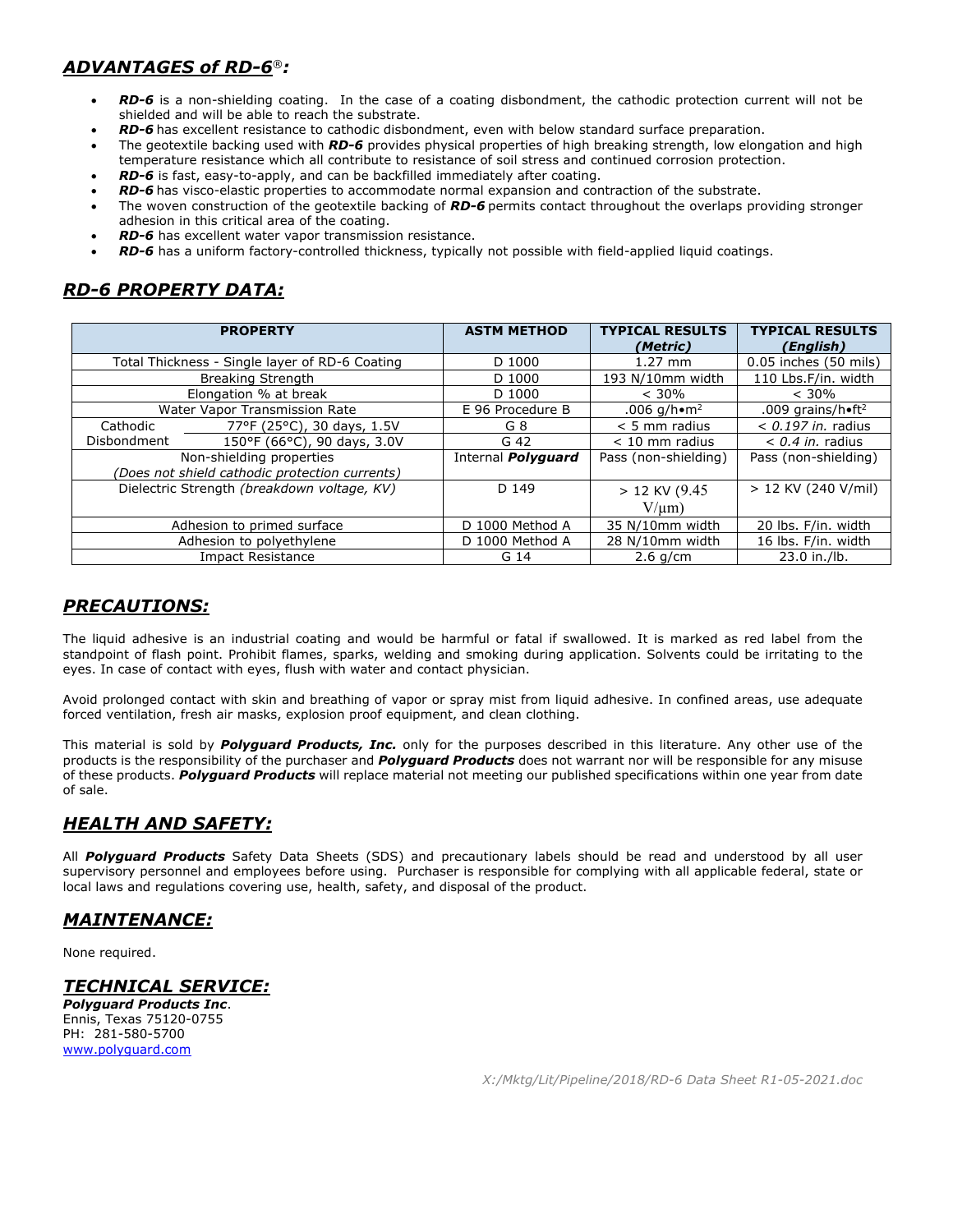## *ADVANTAGES of RD-6®:*

- ***RD-6*** is a non-shielding coating. In the case of a coating disbondment, the cathodic protection current will not be shielded and will be able to reach the substrate.
- ***RD-6*** has excellent resistance to cathodic disbondment, even with below standard surface preparation.
- The geotextile backing used with ***RD-6*** provides physical properties of high breaking strength, low elongation and high temperature resistance which all contribute to resistance of soil stress and continued corrosion protection.
- ***RD-6*** is fast, easy-to-apply, and can be backfilled immediately after coating.
- ***RD-6*** has visco-elastic properties to accommodate normal expansion and contraction of the substrate.
- The woven construction of the geotextile backing of ***RD-6*** permits contact throughout the overlaps providing stronger adhesion in this critical area of the coating.
- ***RD-6*** has excellent water vapor transmission resistance.
- ***RD-6*** has a uniform factory-controlled thickness, typically not possible with field-applied liquid coatings.

## *RD-6 PROPERTY DATA:*

| PROPERTY | | ASTM METHOD | TYPICAL RESULTS *(Metric)* | TYPICAL RESULTS *(English)* |
|---|---|---|---|---|
| Total Thickness - Single layer of RD-6 Coating | | D 1000 | 1.27 mm | 0.05 inches (50 mils) |
| Breaking Strength | | D 1000 | 193 N/10mm width | 110 Lbs.F/in. width |
| Elongation % at break | | D 1000 | < 30% | < 30% |
| Water Vapor Transmission Rate | | E 96 Procedure B | .006 g/h•m² | .009 grains/h•ft² |
| Cathodic Disbondment | 77°F (25°C), 30 days, 1.5V | G 8 | < 5 mm radius | *< 0.197 in.* radius |
| | 150°F (66°C), 90 days, 3.0V | G 42 | < 10 mm radius | *< 0.4 in.* radius |
| Non-shielding properties *(Does not shield cathodic protection currents)* | | Internal ***Polyguard*** | Pass (non-shielding) | Pass (non-shielding) |
| Dielectric Strength *(breakdown voltage, KV)* | | D 149 | > 12 KV (9.45 V/μm) | > 12 KV (240 V/mil) |
| Adhesion to primed surface | | D 1000 Method A | 35 N/10mm width | 20 lbs. F/in. width |
| Adhesion to polyethylene | | D 1000 Method A | 28 N/10mm width | 16 lbs. F/in. width |
| Impact Resistance | | G 14 | 2.6 g/cm | 23.0 in./lb. |

## *PRECAUTIONS:*

The liquid adhesive is an industrial coating and would be harmful or fatal if swallowed. It is marked as red label from the standpoint of flash point. Prohibit flames, sparks, welding and smoking during application. Solvents could be irritating to the eyes. In case of contact with eyes, flush with water and contact physician.

Avoid prolonged contact with skin and breathing of vapor or spray mist from liquid adhesive. In confined areas, use adequate forced ventilation, fresh air masks, explosion proof equipment, and clean clothing.

This material is sold by ***Polyguard Products, Inc.*** only for the purposes described in this literature. Any other use of the products is the responsibility of the purchaser and ***Polyguard Products*** does not warrant nor will be responsible for any misuse of these products. ***Polyguard Products*** will replace material not meeting our published specifications within one year from date of sale.

## *HEALTH AND SAFETY:*

All ***Polyguard Products*** Safety Data Sheets (SDS) and precautionary labels should be read and understood by all user supervisory personnel and employees before using. Purchaser is responsible for complying with all applicable federal, state or local laws and regulations covering use, health, safety, and disposal of the product.

## *MAINTENANCE:*

None required.

## *TECHNICAL SERVICE:*

***Polyguard Products Inc****.*
Ennis, Texas 75120-0755
PH: 281-580-5700
www.polyguard.com

*X:/Mktg/Lit/Pipeline/2018/RD-6 Data Sheet R1-05-2021.doc*